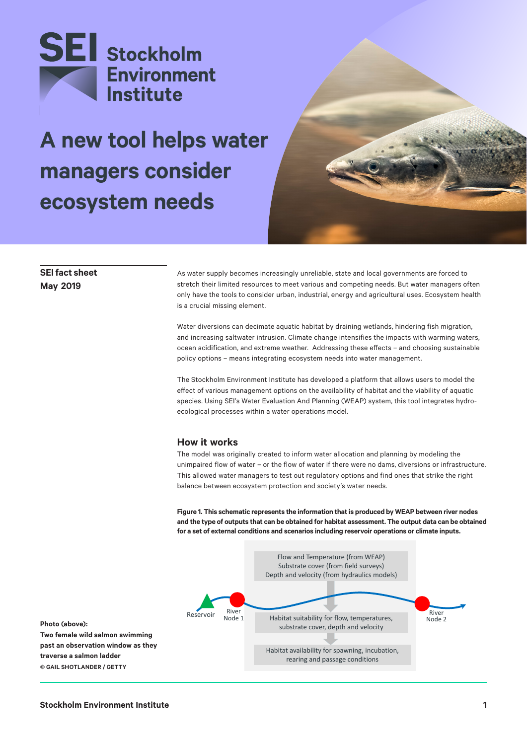SEI Stockholm Environment Institute

# A new tool helps water managers consider ecosystem needs

**SEI fact sheet**
**May 2019**

As water supply becomes increasingly unreliable, state and local governments are forced to stretch their limited resources to meet various and competing needs. But water managers often only have the tools to consider urban, industrial, energy and agricultural uses. Ecosystem health is a crucial missing element.

Water diversions can decimate aquatic habitat by draining wetlands, hindering fish migration, and increasing saltwater intrusion. Climate change intensifies the impacts with warming waters, ocean acidification, and extreme weather. Addressing these effects – and choosing sustainable policy options – means integrating ecosystem needs into water management.

The Stockholm Environment Institute has developed a platform that allows users to model the effect of various management options on the availability of habitat and the viability of aquatic species. Using SEI's Water Evaluation And Planning (WEAP) system, this tool integrates hydro-ecological processes within a water operations model.

## How it works

The model was originally created to inform water allocation and planning by modeling the unimpaired flow of water – or the flow of water if there were no dams, diversions or infrastructure. This allowed water managers to test out regulatory options and find ones that strike the right balance between ecosystem protection and society's water needs.

**Figure 1. This schematic represents the information that is produced by WEAP between river nodes and the type of outputs that can be obtained for habitat assessment. The output data can be obtained for a set of external conditions and scenarios including reservoir operations or climate inputs.**

Reservoir — River Node 1 — River Node 2

Flow and Temperature (from WEAP)
Substrate cover (from field surveys)
Depth and velocity (from hydraulics models)

↓

Habitat suitability for flow, temperatures, substrate cover, depth and velocity

↓

Habitat availability for spawning, incubation, rearing and passage conditions

**Photo (above):**
**Two female wild salmon swimming past an observation window as they traverse a salmon ladder**
**© GAIL SHOTLANDER / GETTY**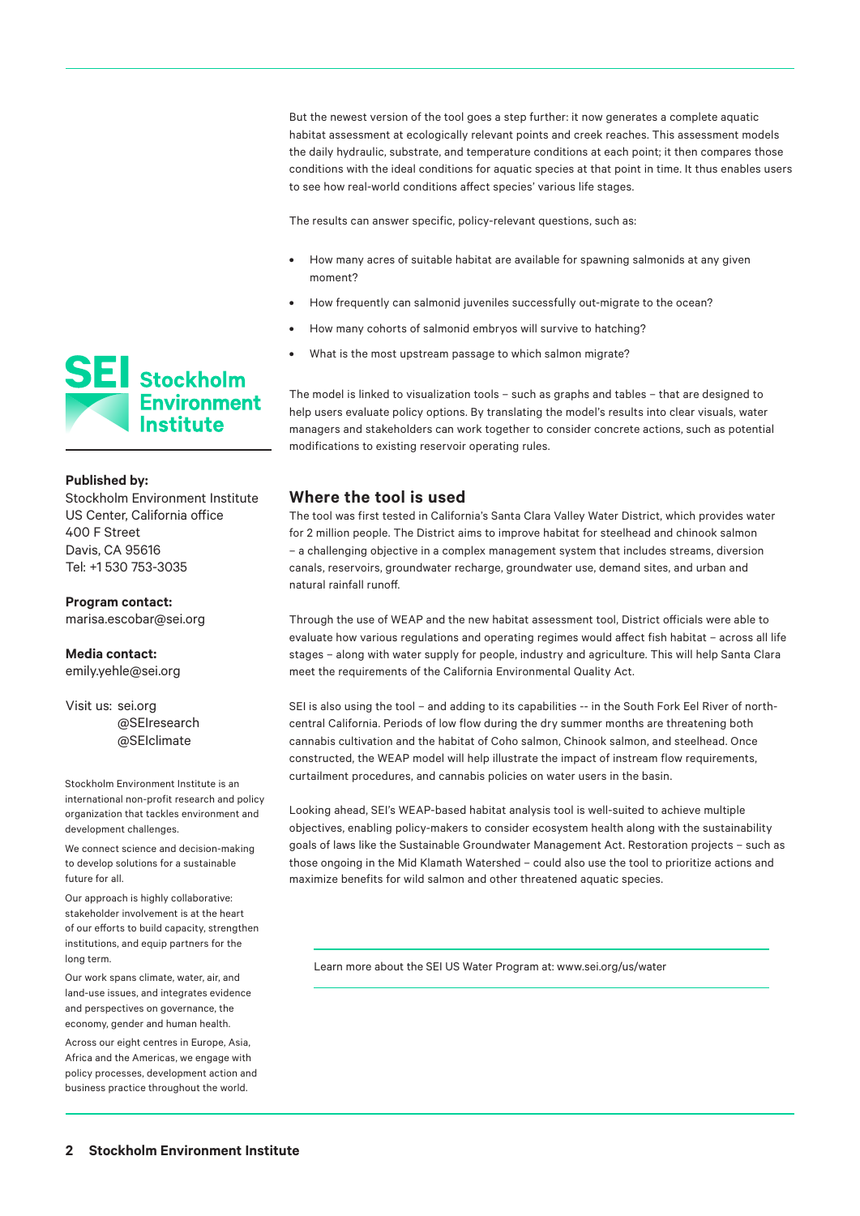But the newest version of the tool goes a step further: it now generates a complete aquatic habitat assessment at ecologically relevant points and creek reaches. This assessment models the daily hydraulic, substrate, and temperature conditions at each point; it then compares those conditions with the ideal conditions for aquatic species at that point in time. It thus enables users to see how real-world conditions affect species' various life stages.

The results can answer specific, policy-relevant questions, such as:

- How many acres of suitable habitat are available for spawning salmonids at any given moment?
- How frequently can salmonid juveniles successfully out-migrate to the ocean?
- How many cohorts of salmonid embryos will survive to hatching?
- What is the most upstream passage to which salmon migrate?

The model is linked to visualization tools – such as graphs and tables – that are designed to help users evaluate policy options. By translating the model's results into clear visuals, water managers and stakeholders can work together to consider concrete actions, such as potential modifications to existing reservoir operating rules.

## Where the tool is used

The tool was first tested in California's Santa Clara Valley Water District, which provides water for 2 million people. The District aims to improve habitat for steelhead and chinook salmon – a challenging objective in a complex management system that includes streams, diversion canals, reservoirs, groundwater recharge, groundwater use, demand sites, and urban and natural rainfall runoff.

Through the use of WEAP and the new habitat assessment tool, District officials were able to evaluate how various regulations and operating regimes would affect fish habitat – across all life stages – along with water supply for people, industry and agriculture. This will help Santa Clara meet the requirements of the California Environmental Quality Act.

SEI is also using the tool – and adding to its capabilities -- in the South Fork Eel River of north-central California. Periods of low flow during the dry summer months are threatening both cannabis cultivation and the habitat of Coho salmon, Chinook salmon, and steelhead. Once constructed, the WEAP model will help illustrate the impact of instream flow requirements, curtailment procedures, and cannabis policies on water users in the basin.

Looking ahead, SEI's WEAP-based habitat analysis tool is well-suited to achieve multiple objectives, enabling policy-makers to consider ecosystem health along with the sustainability goals of laws like the Sustainable Groundwater Management Act. Restoration projects – such as those ongoing in the Mid Klamath Watershed – could also use the tool to prioritize actions and maximize benefits for wild salmon and other threatened aquatic species.

Learn more about the SEI US Water Program at: www.sei.org/us/water

SEI Stockholm Environment Institute

**Published by:**
Stockholm Environment Institute
US Center, California office
400 F Street
Davis, CA 95616
Tel: +1 530 753-3035

**Program contact:**
marisa.escobar@sei.org

**Media contact:**
emily.yehle@sei.org

Visit us: sei.org
@SEIresearch
@SEIclimate

Stockholm Environment Institute is an international non-profit research and policy organization that tackles environment and development challenges.

We connect science and decision-making to develop solutions for a sustainable future for all.

Our approach is highly collaborative: stakeholder involvement is at the heart of our efforts to build capacity, strengthen institutions, and equip partners for the long term.

Our work spans climate, water, air, and land-use issues, and integrates evidence and perspectives on governance, the economy, gender and human health.

Across our eight centres in Europe, Asia, Africa and the Americas, we engage with policy processes, development action and business practice throughout the world.